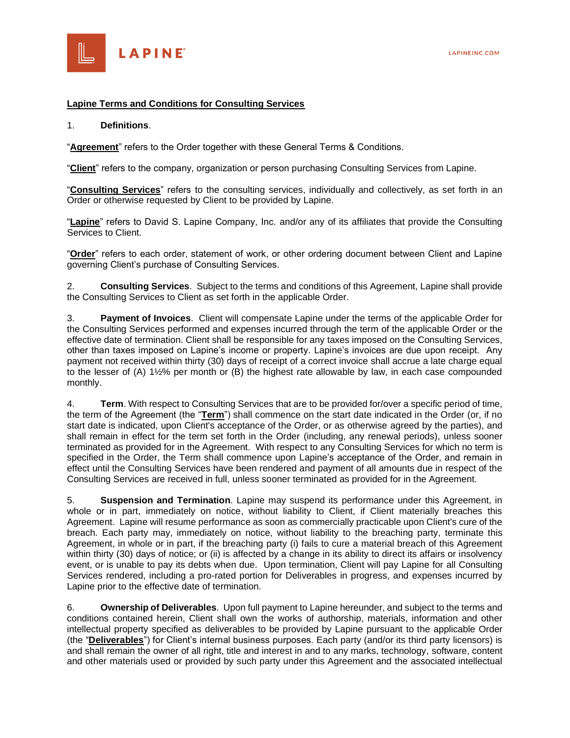**Lapine Terms and Conditions for Consulting Services**

1. **Definitions**.

"**Agreement**" refers to the Order together with these General Terms & Conditions.

"**Client**" refers to the company, organization or person purchasing Consulting Services from Lapine.

"**Consulting Services**" refers to the consulting services, individually and collectively, as set forth in an Order or otherwise requested by Client to be provided by Lapine.

"**Lapine**" refers to David S. Lapine Company, Inc. and/or any of its affiliates that provide the Consulting Services to Client.

"**Order**" refers to each order, statement of work, or other ordering document between Client and Lapine governing Client's purchase of Consulting Services.

2. **Consulting Services**. Subject to the terms and conditions of this Agreement, Lapine shall provide the Consulting Services to Client as set forth in the applicable Order.

3. **Payment of Invoices**. Client will compensate Lapine under the terms of the applicable Order for the Consulting Services performed and expenses incurred through the term of the applicable Order or the effective date of termination. Client shall be responsible for any taxes imposed on the Consulting Services, other than taxes imposed on Lapine's income or property. Lapine's invoices are due upon receipt. Any payment not received within thirty (30) days of receipt of a correct invoice shall accrue a late charge equal to the lesser of (A) 1½% per month or (B) the highest rate allowable by law, in each case compounded monthly.

4. **Term**. With respect to Consulting Services that are to be provided for/over a specific period of time, the term of the Agreement (the "**Term**") shall commence on the start date indicated in the Order (or, if no start date is indicated, upon Client's acceptance of the Order, or as otherwise agreed by the parties), and shall remain in effect for the term set forth in the Order (including, any renewal periods), unless sooner terminated as provided for in the Agreement. With respect to any Consulting Services for which no term is specified in the Order, the Term shall commence upon Lapine's acceptance of the Order, and remain in effect until the Consulting Services have been rendered and payment of all amounts due in respect of the Consulting Services are received in full, unless sooner terminated as provided for in the Agreement.

5. **Suspension and Termination**. Lapine may suspend its performance under this Agreement, in whole or in part, immediately on notice, without liability to Client, if Client materially breaches this Agreement. Lapine will resume performance as soon as commercially practicable upon Client's cure of the breach. Each party may, immediately on notice, without liability to the breaching party, terminate this Agreement, in whole or in part, if the breaching party (i) fails to cure a material breach of this Agreement within thirty (30) days of notice; or (ii) is affected by a change in its ability to direct its affairs or insolvency event, or is unable to pay its debts when due. Upon termination, Client will pay Lapine for all Consulting Services rendered, including a pro-rated portion for Deliverables in progress, and expenses incurred by Lapine prior to the effective date of termination.

6. **Ownership of Deliverables**. Upon full payment to Lapine hereunder, and subject to the terms and conditions contained herein, Client shall own the works of authorship, materials, information and other intellectual property specified as deliverables to be provided by Lapine pursuant to the applicable Order (the "**Deliverables**") for Client's internal business purposes. Each party (and/or its third party licensors) is and shall remain the owner of all right, title and interest in and to any marks, technology, software, content and other materials used or provided by such party under this Agreement and the associated intellectual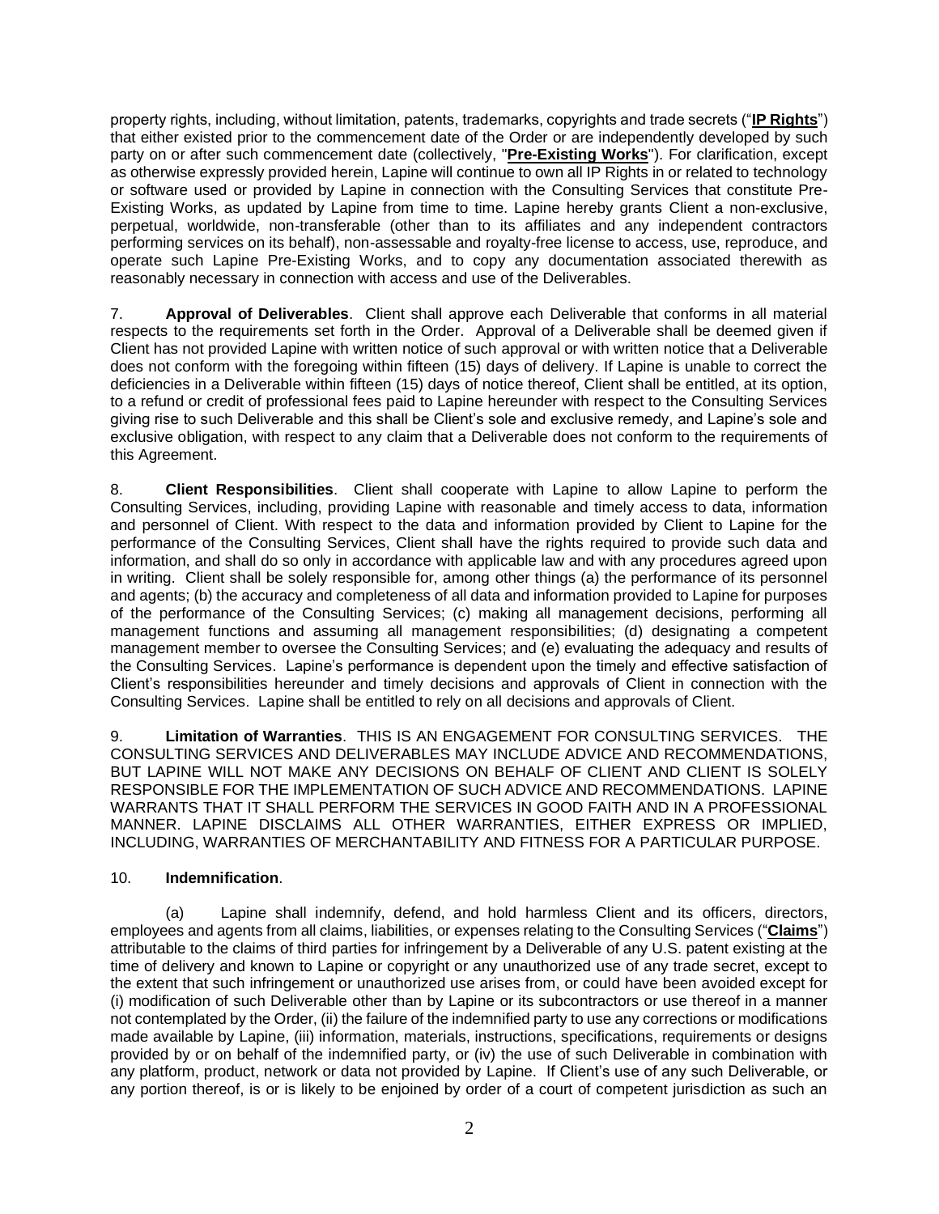property rights, including, without limitation, patents, trademarks, copyrights and trade secrets ("**IP Rights**") that either existed prior to the commencement date of the Order or are independently developed by such party on or after such commencement date (collectively, "**Pre-Existing Works**"). For clarification, except as otherwise expressly provided herein, Lapine will continue to own all IP Rights in or related to technology or software used or provided by Lapine in connection with the Consulting Services that constitute Pre-Existing Works, as updated by Lapine from time to time. Lapine hereby grants Client a non-exclusive, perpetual, worldwide, non-transferable (other than to its affiliates and any independent contractors performing services on its behalf), non-assessable and royalty-free license to access, use, reproduce, and operate such Lapine Pre-Existing Works, and to copy any documentation associated therewith as reasonably necessary in connection with access and use of the Deliverables.

7. **Approval of Deliverables**. Client shall approve each Deliverable that conforms in all material respects to the requirements set forth in the Order. Approval of a Deliverable shall be deemed given if Client has not provided Lapine with written notice of such approval or with written notice that a Deliverable does not conform with the foregoing within fifteen (15) days of delivery. If Lapine is unable to correct the deficiencies in a Deliverable within fifteen (15) days of notice thereof, Client shall be entitled, at its option, to a refund or credit of professional fees paid to Lapine hereunder with respect to the Consulting Services giving rise to such Deliverable and this shall be Client's sole and exclusive remedy, and Lapine's sole and exclusive obligation, with respect to any claim that a Deliverable does not conform to the requirements of this Agreement.

8. **Client Responsibilities**. Client shall cooperate with Lapine to allow Lapine to perform the Consulting Services, including, providing Lapine with reasonable and timely access to data, information and personnel of Client. With respect to the data and information provided by Client to Lapine for the performance of the Consulting Services, Client shall have the rights required to provide such data and information, and shall do so only in accordance with applicable law and with any procedures agreed upon in writing. Client shall be solely responsible for, among other things (a) the performance of its personnel and agents; (b) the accuracy and completeness of all data and information provided to Lapine for purposes of the performance of the Consulting Services; (c) making all management decisions, performing all management functions and assuming all management responsibilities; (d) designating a competent management member to oversee the Consulting Services; and (e) evaluating the adequacy and results of the Consulting Services. Lapine's performance is dependent upon the timely and effective satisfaction of Client's responsibilities hereunder and timely decisions and approvals of Client in connection with the Consulting Services. Lapine shall be entitled to rely on all decisions and approvals of Client.

9. **Limitation of Warranties**. THIS IS AN ENGAGEMENT FOR CONSULTING SERVICES. THE CONSULTING SERVICES AND DELIVERABLES MAY INCLUDE ADVICE AND RECOMMENDATIONS, BUT LAPINE WILL NOT MAKE ANY DECISIONS ON BEHALF OF CLIENT AND CLIENT IS SOLELY RESPONSIBLE FOR THE IMPLEMENTATION OF SUCH ADVICE AND RECOMMENDATIONS. LAPINE WARRANTS THAT IT SHALL PERFORM THE SERVICES IN GOOD FAITH AND IN A PROFESSIONAL MANNER. LAPINE DISCLAIMS ALL OTHER WARRANTIES, EITHER EXPRESS OR IMPLIED, INCLUDING, WARRANTIES OF MERCHANTABILITY AND FITNESS FOR A PARTICULAR PURPOSE.

10. **Indemnification**.

(a) Lapine shall indemnify, defend, and hold harmless Client and its officers, directors, employees and agents from all claims, liabilities, or expenses relating to the Consulting Services ("**Claims**") attributable to the claims of third parties for infringement by a Deliverable of any U.S. patent existing at the time of delivery and known to Lapine or copyright or any unauthorized use of any trade secret, except to the extent that such infringement or unauthorized use arises from, or could have been avoided except for (i) modification of such Deliverable other than by Lapine or its subcontractors or use thereof in a manner not contemplated by the Order, (ii) the failure of the indemnified party to use any corrections or modifications made available by Lapine, (iii) information, materials, instructions, specifications, requirements or designs provided by or on behalf of the indemnified party, or (iv) the use of such Deliverable in combination with any platform, product, network or data not provided by Lapine. If Client's use of any such Deliverable, or any portion thereof, is or is likely to be enjoined by order of a court of competent jurisdiction as such an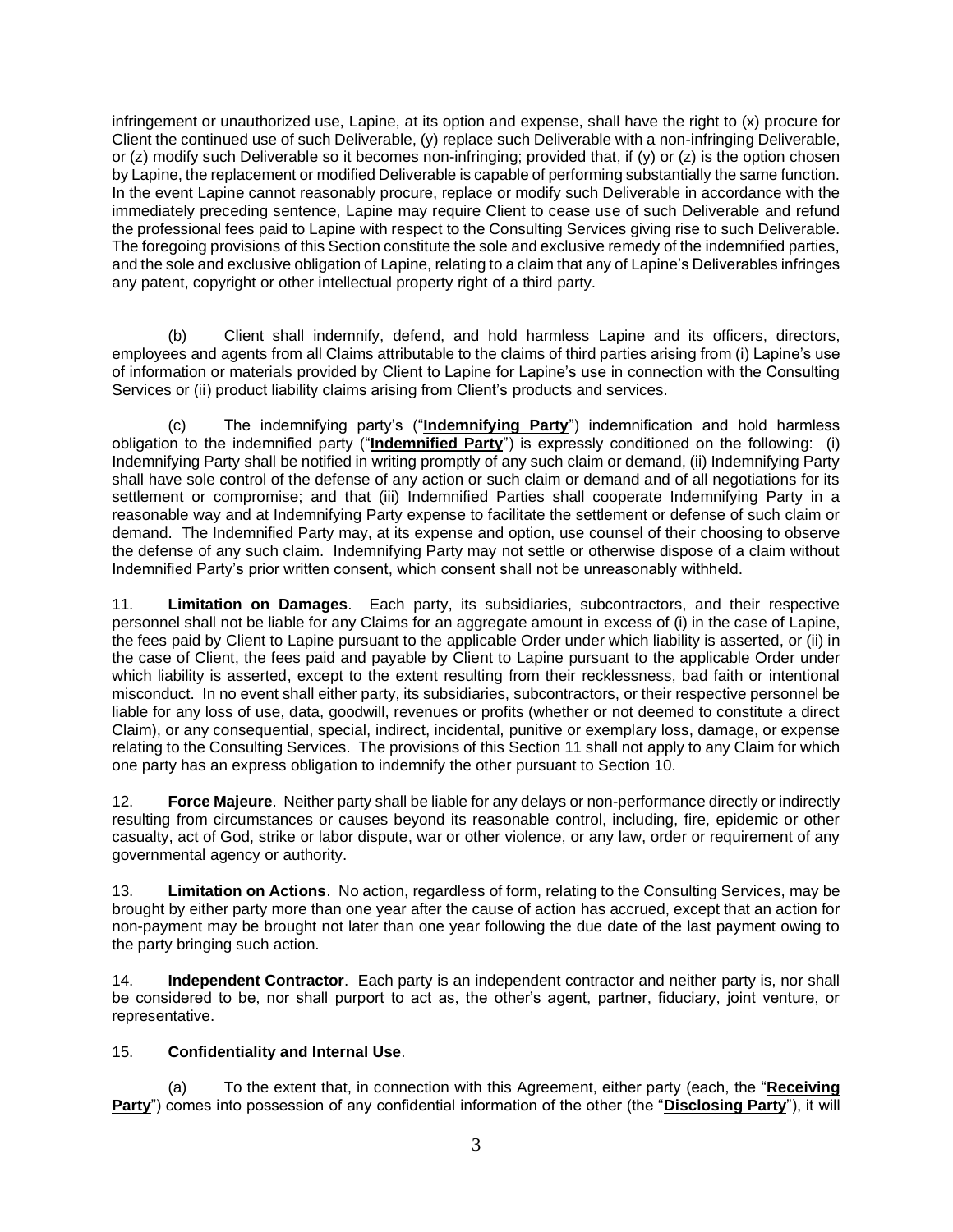infringement or unauthorized use, Lapine, at its option and expense, shall have the right to (x) procure for Client the continued use of such Deliverable, (y) replace such Deliverable with a non-infringing Deliverable, or (z) modify such Deliverable so it becomes non-infringing; provided that, if (y) or (z) is the option chosen by Lapine, the replacement or modified Deliverable is capable of performing substantially the same function. In the event Lapine cannot reasonably procure, replace or modify such Deliverable in accordance with the immediately preceding sentence, Lapine may require Client to cease use of such Deliverable and refund the professional fees paid to Lapine with respect to the Consulting Services giving rise to such Deliverable. The foregoing provisions of this Section constitute the sole and exclusive remedy of the indemnified parties, and the sole and exclusive obligation of Lapine, relating to a claim that any of Lapine's Deliverables infringes any patent, copyright or other intellectual property right of a third party.

(b) Client shall indemnify, defend, and hold harmless Lapine and its officers, directors, employees and agents from all Claims attributable to the claims of third parties arising from (i) Lapine's use of information or materials provided by Client to Lapine for Lapine's use in connection with the Consulting Services or (ii) product liability claims arising from Client's products and services.

(c) The indemnifying party's ("**Indemnifying Party**") indemnification and hold harmless obligation to the indemnified party ("**Indemnified Party**") is expressly conditioned on the following: (i) Indemnifying Party shall be notified in writing promptly of any such claim or demand, (ii) Indemnifying Party shall have sole control of the defense of any action or such claim or demand and of all negotiations for its settlement or compromise; and that (iii) Indemnified Parties shall cooperate Indemnifying Party in a reasonable way and at Indemnifying Party expense to facilitate the settlement or defense of such claim or demand. The Indemnified Party may, at its expense and option, use counsel of their choosing to observe the defense of any such claim. Indemnifying Party may not settle or otherwise dispose of a claim without Indemnified Party's prior written consent, which consent shall not be unreasonably withheld.

11. **Limitation on Damages**. Each party, its subsidiaries, subcontractors, and their respective personnel shall not be liable for any Claims for an aggregate amount in excess of (i) in the case of Lapine, the fees paid by Client to Lapine pursuant to the applicable Order under which liability is asserted, or (ii) in the case of Client, the fees paid and payable by Client to Lapine pursuant to the applicable Order under which liability is asserted, except to the extent resulting from their recklessness, bad faith or intentional misconduct. In no event shall either party, its subsidiaries, subcontractors, or their respective personnel be liable for any loss of use, data, goodwill, revenues or profits (whether or not deemed to constitute a direct Claim), or any consequential, special, indirect, incidental, punitive or exemplary loss, damage, or expense relating to the Consulting Services. The provisions of this Section 11 shall not apply to any Claim for which one party has an express obligation to indemnify the other pursuant to Section 10.

12. **Force Majeure**. Neither party shall be liable for any delays or non-performance directly or indirectly resulting from circumstances or causes beyond its reasonable control, including, fire, epidemic or other casualty, act of God, strike or labor dispute, war or other violence, or any law, order or requirement of any governmental agency or authority.

13. **Limitation on Actions**. No action, regardless of form, relating to the Consulting Services, may be brought by either party more than one year after the cause of action has accrued, except that an action for non-payment may be brought not later than one year following the due date of the last payment owing to the party bringing such action.

14. **Independent Contractor**. Each party is an independent contractor and neither party is, nor shall be considered to be, nor shall purport to act as, the other's agent, partner, fiduciary, joint venture, or representative.

15. **Confidentiality and Internal Use**.

(a) To the extent that, in connection with this Agreement, either party (each, the "**Receiving Party**") comes into possession of any confidential information of the other (the "**Disclosing Party**"), it will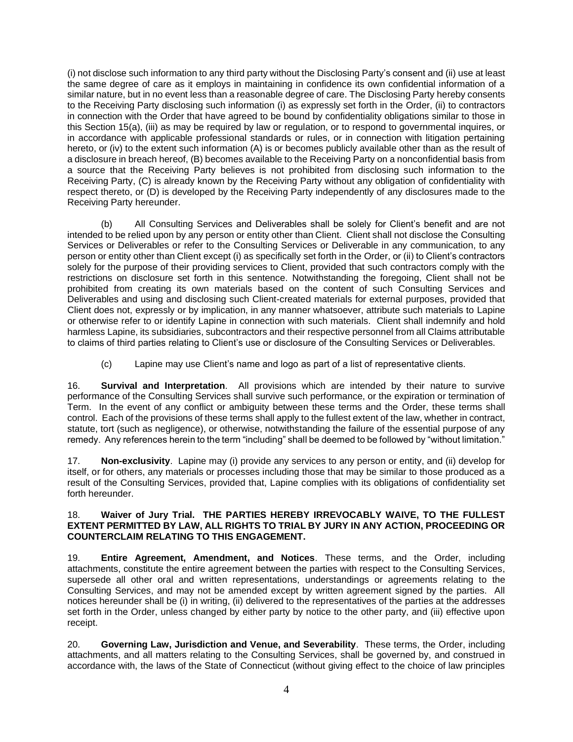(i) not disclose such information to any third party without the Disclosing Party's consent and (ii) use at least the same degree of care as it employs in maintaining in confidence its own confidential information of a similar nature, but in no event less than a reasonable degree of care. The Disclosing Party hereby consents to the Receiving Party disclosing such information (i) as expressly set forth in the Order, (ii) to contractors in connection with the Order that have agreed to be bound by confidentiality obligations similar to those in this Section 15(a), (iii) as may be required by law or regulation, or to respond to governmental inquires, or in accordance with applicable professional standards or rules, or in connection with litigation pertaining hereto, or (iv) to the extent such information (A) is or becomes publicly available other than as the result of a disclosure in breach hereof, (B) becomes available to the Receiving Party on a nonconfidential basis from a source that the Receiving Party believes is not prohibited from disclosing such information to the Receiving Party, (C) is already known by the Receiving Party without any obligation of confidentiality with respect thereto, or (D) is developed by the Receiving Party independently of any disclosures made to the Receiving Party hereunder.

(b) All Consulting Services and Deliverables shall be solely for Client's benefit and are not intended to be relied upon by any person or entity other than Client. Client shall not disclose the Consulting Services or Deliverables or refer to the Consulting Services or Deliverable in any communication, to any person or entity other than Client except (i) as specifically set forth in the Order, or (ii) to Client's contractors solely for the purpose of their providing services to Client, provided that such contractors comply with the restrictions on disclosure set forth in this sentence. Notwithstanding the foregoing, Client shall not be prohibited from creating its own materials based on the content of such Consulting Services and Deliverables and using and disclosing such Client-created materials for external purposes, provided that Client does not, expressly or by implication, in any manner whatsoever, attribute such materials to Lapine or otherwise refer to or identify Lapine in connection with such materials. Client shall indemnify and hold harmless Lapine, its subsidiaries, subcontractors and their respective personnel from all Claims attributable to claims of third parties relating to Client's use or disclosure of the Consulting Services or Deliverables.

(c) Lapine may use Client's name and logo as part of a list of representative clients.

16. **Survival and Interpretation**. All provisions which are intended by their nature to survive performance of the Consulting Services shall survive such performance, or the expiration or termination of Term. In the event of any conflict or ambiguity between these terms and the Order, these terms shall control. Each of the provisions of these terms shall apply to the fullest extent of the law, whether in contract, statute, tort (such as negligence), or otherwise, notwithstanding the failure of the essential purpose of any remedy. Any references herein to the term "including" shall be deemed to be followed by "without limitation."

17. **Non-exclusivity**. Lapine may (i) provide any services to any person or entity, and (ii) develop for itself, or for others, any materials or processes including those that may be similar to those produced as a result of the Consulting Services, provided that, Lapine complies with its obligations of confidentiality set forth hereunder.

18. **Waiver of Jury Trial. THE PARTIES HEREBY IRREVOCABLY WAIVE, TO THE FULLEST EXTENT PERMITTED BY LAW, ALL RIGHTS TO TRIAL BY JURY IN ANY ACTION, PROCEEDING OR COUNTERCLAIM RELATING TO THIS ENGAGEMENT.**

19. **Entire Agreement, Amendment, and Notices**. These terms, and the Order, including attachments, constitute the entire agreement between the parties with respect to the Consulting Services, supersede all other oral and written representations, understandings or agreements relating to the Consulting Services, and may not be amended except by written agreement signed by the parties. All notices hereunder shall be (i) in writing, (ii) delivered to the representatives of the parties at the addresses set forth in the Order, unless changed by either party by notice to the other party, and (iii) effective upon receipt.

20. **Governing Law, Jurisdiction and Venue, and Severability**. These terms, the Order, including attachments, and all matters relating to the Consulting Services, shall be governed by, and construed in accordance with, the laws of the State of Connecticut (without giving effect to the choice of law principles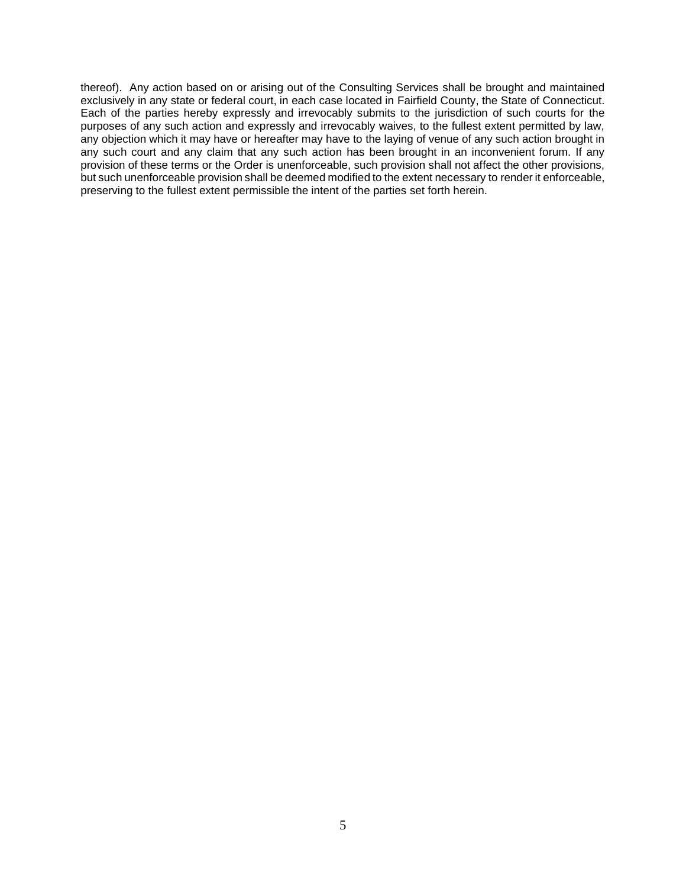thereof). Any action based on or arising out of the Consulting Services shall be brought and maintained exclusively in any state or federal court, in each case located in Fairfield County, the State of Connecticut. Each of the parties hereby expressly and irrevocably submits to the jurisdiction of such courts for the purposes of any such action and expressly and irrevocably waives, to the fullest extent permitted by law, any objection which it may have or hereafter may have to the laying of venue of any such action brought in any such court and any claim that any such action has been brought in an inconvenient forum. If any provision of these terms or the Order is unenforceable, such provision shall not affect the other provisions, but such unenforceable provision shall be deemed modified to the extent necessary to render it enforceable, preserving to the fullest extent permissible the intent of the parties set forth herein.